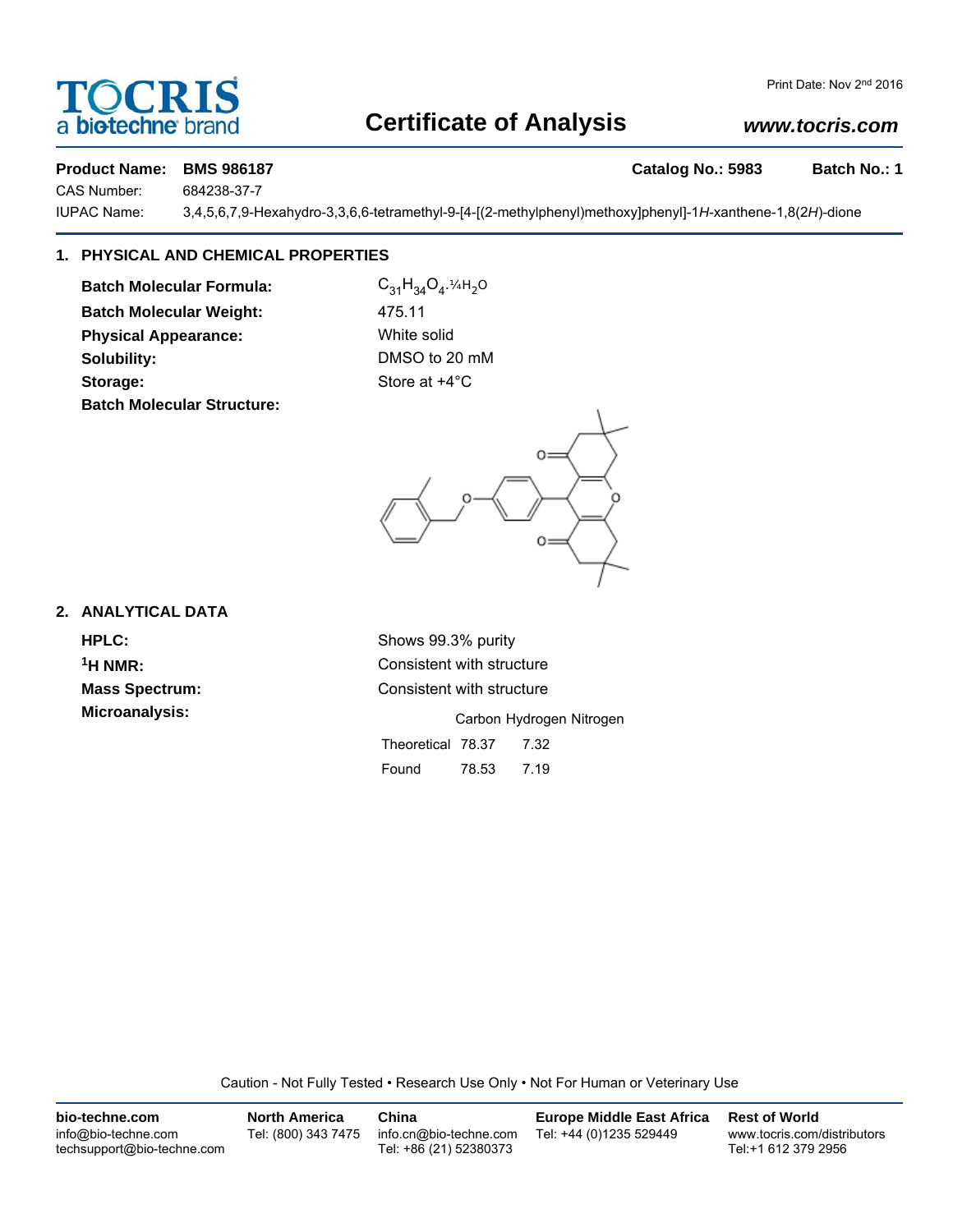# Certificate of Analysis

Print Date: Nov 2nd 2016

www.tocris.com

**Product Name:** **BMS 986187** **Catalog No.: 5983** **Batch No.: 1**

CAS Number: 684238-37-7

IUPAC Name: 3,4,5,6,7,9-Hexahydro-3,3,6,6-tetramethyl-9-[4-[(2-methylphenyl)methoxy]phenyl]-1*H*-xanthene-1,8(2*H*)-dione

## 1. PHYSICAL AND CHEMICAL PROPERTIES

**Batch Molecular Formula:** $C_{31}H_{34}O_4.¼H_2O$

**Batch Molecular Weight:** 475.11

**Physical Appearance:** White solid

**Solubility:** DMSO to 20 mM

**Storage:** Store at +4°C

**Batch Molecular Structure:**

## 2. ANALYTICAL DATA

**HPLC:** Shows 99.3% purity

**$^1$H NMR:** Consistent with structure

**Mass Spectrum:** Consistent with structure

**Microanalysis:**

| | Carbon | Hydrogen | Nitrogen |
|---|---|---|---|
| Theoretical | 78.37 | 7.32 | |
| Found | 78.53 | 7.19 | |

Caution - Not Fully Tested • Research Use Only • Not For Human or Veterinary Use

**bio-techne.com**
info@bio-techne.com
techsupport@bio-techne.com

**North America**
Tel: (800) 343 7475

**China**
info.cn@bio-techne.com
Tel: +86 (21) 52380373

**Europe Middle East Africa**
Tel: +44 (0)1235 529449

**Rest of World**
www.tocris.com/distributors
Tel:+1 612 379 2956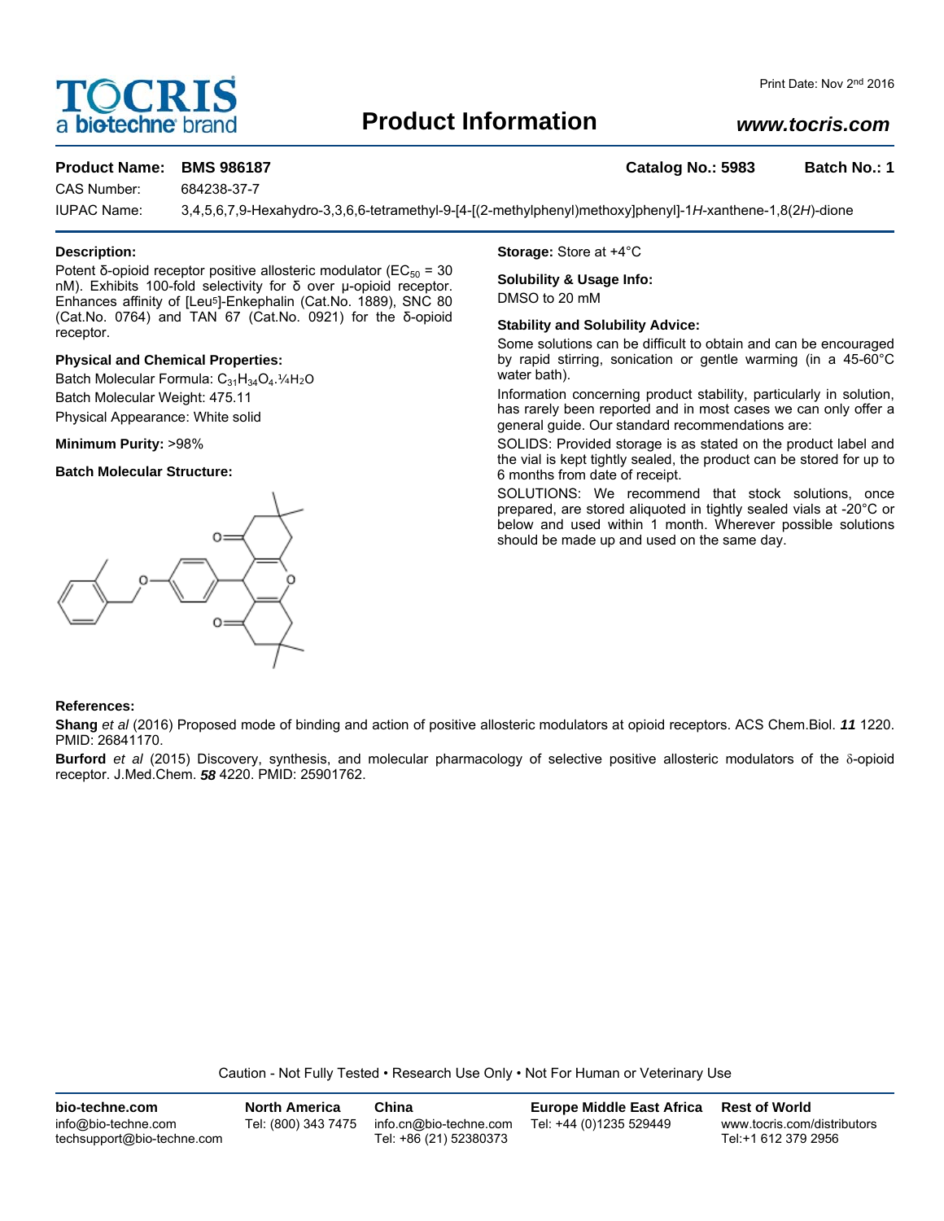# Product Information

Print Date: Nov 2nd 2016

www.tocris.com

**Product Name: BMS 986187** **Catalog No.: 5983** **Batch No.: 1**

CAS Number: 684238-37-7

IUPAC Name: 3,4,5,6,7,9-Hexahydro-3,3,6,6-tetramethyl-9-[4-[(2-methylphenyl)methoxy]phenyl]-1*H*-xanthene-1,8(2*H*)-dione

### Description:

Potent δ-opioid receptor positive allosteric modulator ($EC_{50}$ = 30 nM). Exhibits 100-fold selectivity for δ over μ-opioid receptor. Enhances affinity of [Leu5]-Enkephalin (Cat.No. 1889), SNC 80 (Cat.No. 0764) and TAN 67 (Cat.No. 0921) for the δ-opioid receptor.

### Physical and Chemical Properties:

Batch Molecular Formula: $C_{31}H_{34}O_4.¼H_2O$

Batch Molecular Weight: 475.11

Physical Appearance: White solid

**Minimum Purity:** >98%

### Batch Molecular Structure:

**Storage:** Store at +4°C

### Solubility & Usage Info:

DMSO to 20 mM

### Stability and Solubility Advice:

Some solutions can be difficult to obtain and can be encouraged by rapid stirring, sonication or gentle warming (in a 45-60°C water bath).

Information concerning product stability, particularly in solution, has rarely been reported and in most cases we can only offer a general guide. Our standard recommendations are:

SOLIDS: Provided storage is as stated on the product label and the vial is kept tightly sealed, the product can be stored for up to 6 months from date of receipt.

SOLUTIONS: We recommend that stock solutions, once prepared, are stored aliquoted in tightly sealed vials at -20°C or below and used within 1 month. Wherever possible solutions should be made up and used on the same day.

### References:

**Shang** *et al* (2016) Proposed mode of binding and action of positive allosteric modulators at opioid receptors. ACS Chem.Biol. ***11*** 1220. PMID: 26841170.

**Burford** *et al* (2015) Discovery, synthesis, and molecular pharmacology of selective positive allosteric modulators of the δ-opioid receptor. J.Med.Chem. ***58*** 4220. PMID: 25901762.

Caution - Not Fully Tested • Research Use Only • Not For Human or Veterinary Use

**bio-techne.com**
info@bio-techne.com
techsupport@bio-techne.com

**North America**
Tel: (800) 343 7475

**China**
info.cn@bio-techne.com
Tel: +86 (21) 52380373

**Europe Middle East Africa**
Tel: +44 (0)1235 529449

**Rest of World**
www.tocris.com/distributors
Tel:+1 612 379 2956